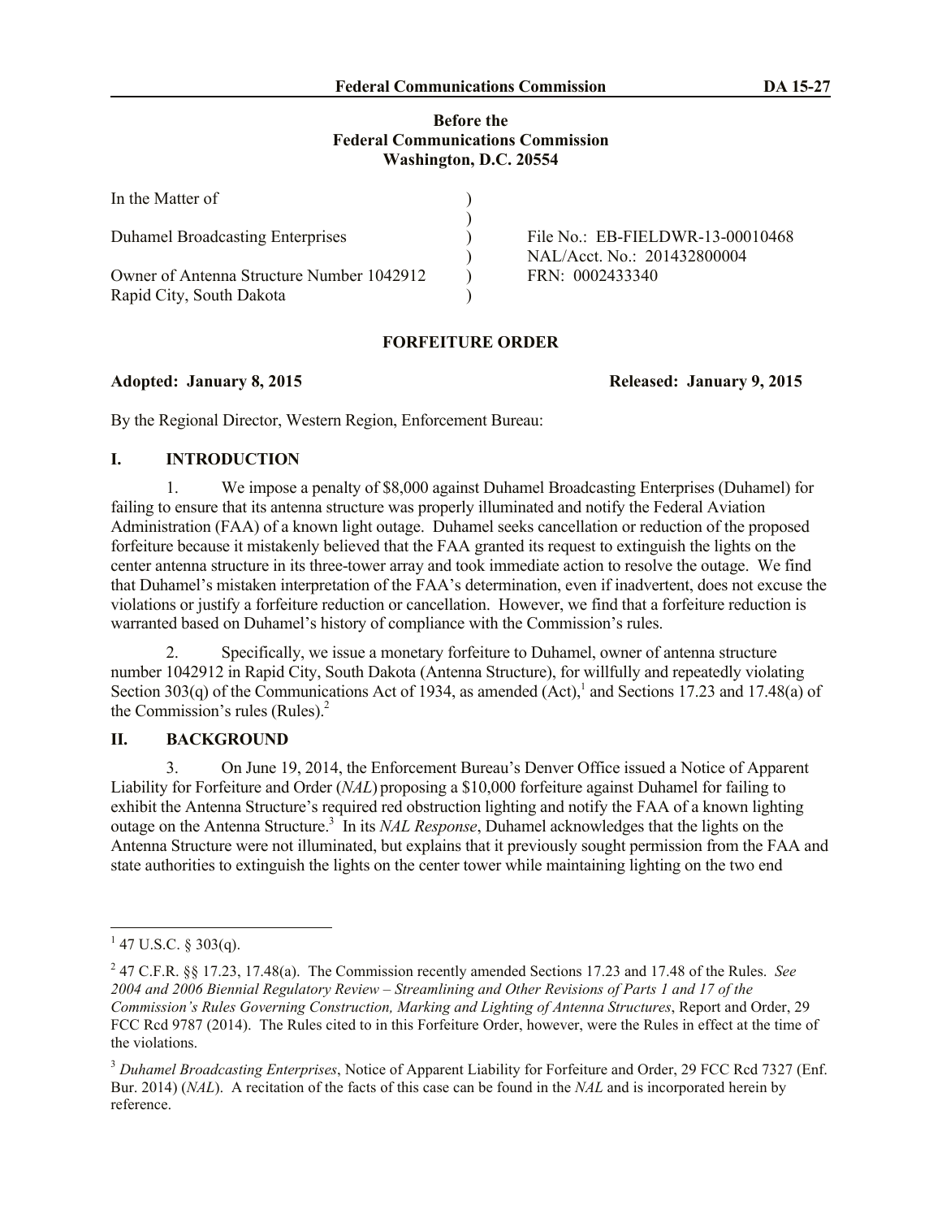**Before the**
**Federal Communications Commission**
**Washington, D.C. 20554**

| | | |
|---|---|---|
| In the Matter of | ) | |
| | ) | |
| Duhamel Broadcasting Enterprises | ) | File No.: EB-FIELDWR-13-00010468 |
| | ) | NAL/Acct. No.: 201432800004 |
| Owner of Antenna Structure Number 1042912 | ) | FRN: 0002433340 |
| Rapid City, South Dakota | ) | |

## FORFEITURE ORDER

**Adopted: January 8, 2015** **Released: January 9, 2015**

By the Regional Director, Western Region, Enforcement Bureau:

## I. INTRODUCTION

1. We impose a penalty of $8,000 against Duhamel Broadcasting Enterprises (Duhamel) for failing to ensure that its antenna structure was properly illuminated and notify the Federal Aviation Administration (FAA) of a known light outage. Duhamel seeks cancellation or reduction of the proposed forfeiture because it mistakenly believed that the FAA granted its request to extinguish the lights on the center antenna structure in its three-tower array and took immediate action to resolve the outage. We find that Duhamel's mistaken interpretation of the FAA's determination, even if inadvertent, does not excuse the violations or justify a forfeiture reduction or cancellation. However, we find that a forfeiture reduction is warranted based on Duhamel's history of compliance with the Commission's rules.

2. Specifically, we issue a monetary forfeiture to Duhamel, owner of antenna structure number 1042912 in Rapid City, South Dakota (Antenna Structure), for willfully and repeatedly violating Section 303(q) of the Communications Act of 1934, as amended (Act),[1] and Sections 17.23 and 17.48(a) of the Commission's rules (Rules).[2]

## II. BACKGROUND

3. On June 19, 2014, the Enforcement Bureau's Denver Office issued a Notice of Apparent Liability for Forfeiture and Order (*NAL*) proposing a $10,000 forfeiture against Duhamel for failing to exhibit the Antenna Structure's required red obstruction lighting and notify the FAA of a known lighting outage on the Antenna Structure.[3] In its *NAL Response*, Duhamel acknowledges that the lights on the Antenna Structure were not illuminated, but explains that it previously sought permission from the FAA and state authorities to extinguish the lights on the center tower while maintaining lighting on the two end

---

[1] 47 U.S.C. § 303(q).

[2] 47 C.F.R. §§ 17.23, 17.48(a). The Commission recently amended Sections 17.23 and 17.48 of the Rules. *See 2004 and 2006 Biennial Regulatory Review – Streamlining and Other Revisions of Parts 1 and 17 of the Commission's Rules Governing Construction, Marking and Lighting of Antenna Structures*, Report and Order, 29 FCC Rcd 9787 (2014). The Rules cited to in this Forfeiture Order, however, were the Rules in effect at the time of the violations.

[3] *Duhamel Broadcasting Enterprises*, Notice of Apparent Liability for Forfeiture and Order, 29 FCC Rcd 7327 (Enf. Bur. 2014) (*NAL*). A recitation of the facts of this case can be found in the *NAL* and is incorporated herein by reference.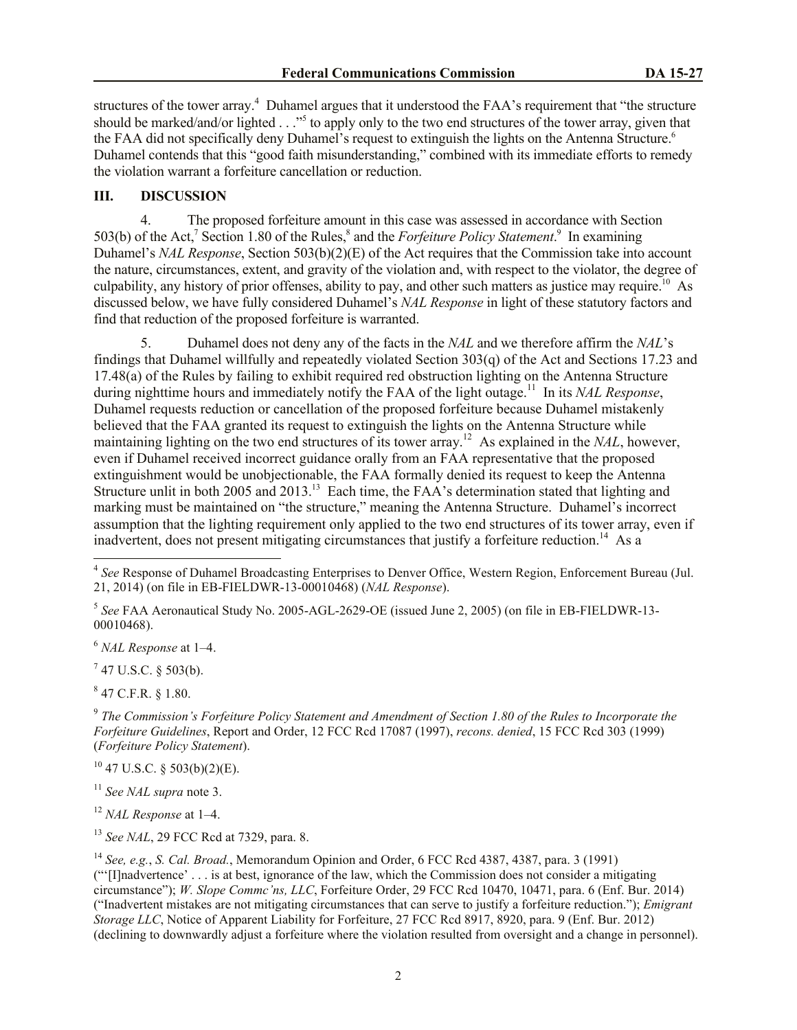structures of the tower array.[4] Duhamel argues that it understood the FAA's requirement that "the structure should be marked/and/or lighted . . ."[5] to apply only to the two end structures of the tower array, given that the FAA did not specifically deny Duhamel's request to extinguish the lights on the Antenna Structure.[6] Duhamel contends that this "good faith misunderstanding," combined with its immediate efforts to remedy the violation warrant a forfeiture cancellation or reduction.

## III. DISCUSSION

4. The proposed forfeiture amount in this case was assessed in accordance with Section 503(b) of the Act,[7] Section 1.80 of the Rules,[8] and the *Forfeiture Policy Statement*.[9] In examining Duhamel's *NAL Response*, Section 503(b)(2)(E) of the Act requires that the Commission take into account the nature, circumstances, extent, and gravity of the violation and, with respect to the violator, the degree of culpability, any history of prior offenses, ability to pay, and other such matters as justice may require.[10] As discussed below, we have fully considered Duhamel's *NAL Response* in light of these statutory factors and find that reduction of the proposed forfeiture is warranted.

5. Duhamel does not deny any of the facts in the *NAL* and we therefore affirm the *NAL*'s findings that Duhamel willfully and repeatedly violated Section 303(q) of the Act and Sections 17.23 and 17.48(a) of the Rules by failing to exhibit required red obstruction lighting on the Antenna Structure during nighttime hours and immediately notify the FAA of the light outage.[11] In its *NAL Response*, Duhamel requests reduction or cancellation of the proposed forfeiture because Duhamel mistakenly believed that the FAA granted its request to extinguish the lights on the Antenna Structure while maintaining lighting on the two end structures of its tower array.[12] As explained in the *NAL*, however, even if Duhamel received incorrect guidance orally from an FAA representative that the proposed extinguishment would be unobjectionable, the FAA formally denied its request to keep the Antenna Structure unlit in both 2005 and 2013.[13] Each time, the FAA's determination stated that lighting and marking must be maintained on "the structure," meaning the Antenna Structure. Duhamel's incorrect assumption that the lighting requirement only applied to the two end structures of its tower array, even if inadvertent, does not present mitigating circumstances that justify a forfeiture reduction.[14] As a

---

[4] *See* Response of Duhamel Broadcasting Enterprises to Denver Office, Western Region, Enforcement Bureau (Jul. 21, 2014) (on file in EB-FIELDWR-13-00010468) (*NAL Response*).

[5] *See* FAA Aeronautical Study No. 2005-AGL-2629-OE (issued June 2, 2005) (on file in EB-FIELDWR-13-00010468).

[6] *NAL Response* at 1–4.

[7] 47 U.S.C. § 503(b).

[8] 47 C.F.R. § 1.80.

[9] *The Commission's Forfeiture Policy Statement and Amendment of Section 1.80 of the Rules to Incorporate the Forfeiture Guidelines*, Report and Order, 12 FCC Rcd 17087 (1997), *recons. denied*, 15 FCC Rcd 303 (1999) (*Forfeiture Policy Statement*).

[10] 47 U.S.C. § 503(b)(2)(E).

[11] *See NAL supra* note 3.

[12] *NAL Response* at 1–4.

[13] *See NAL*, 29 FCC Rcd at 7329, para. 8.

[14] *See, e.g.*, *S. Cal. Broad.*, Memorandum Opinion and Order, 6 FCC Rcd 4387, 4387, para. 3 (1991) ("'[I]nadvertence' . . . is at best, ignorance of the law, which the Commission does not consider a mitigating circumstance"); *W. Slope Commc'ns, LLC*, Forfeiture Order, 29 FCC Rcd 10470, 10471, para. 6 (Enf. Bur. 2014) ("Inadvertent mistakes are not mitigating circumstances that can serve to justify a forfeiture reduction."); *Emigrant Storage LLC*, Notice of Apparent Liability for Forfeiture, 27 FCC Rcd 8917, 8920, para. 9 (Enf. Bur. 2012) (declining to downwardly adjust a forfeiture where the violation resulted from oversight and a change in personnel).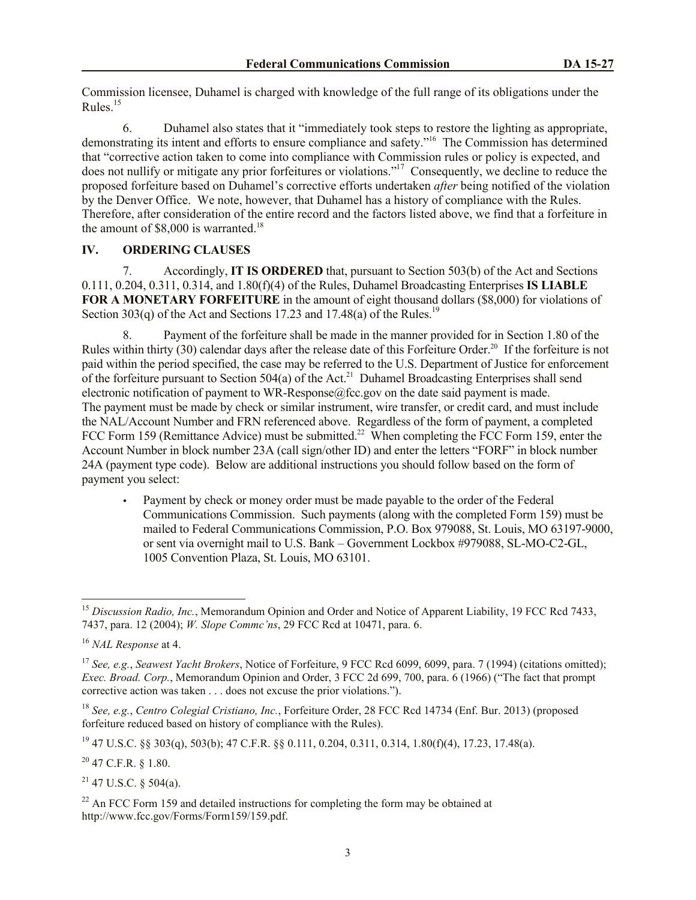Commission licensee, Duhamel is charged with knowledge of the full range of its obligations under the Rules.[15]

6. Duhamel also states that it "immediately took steps to restore the lighting as appropriate, demonstrating its intent and efforts to ensure compliance and safety."[16] The Commission has determined that "corrective action taken to come into compliance with Commission rules or policy is expected, and does not nullify or mitigate any prior forfeitures or violations."[17] Consequently, we decline to reduce the proposed forfeiture based on Duhamel's corrective efforts undertaken *after* being notified of the violation by the Denver Office. We note, however, that Duhamel has a history of compliance with the Rules. Therefore, after consideration of the entire record and the factors listed above, we find that a forfeiture in the amount of $8,000 is warranted.[18]

## IV. ORDERING CLAUSES

7. Accordingly, **IT IS ORDERED** that, pursuant to Section 503(b) of the Act and Sections 0.111, 0.204, 0.311, 0.314, and 1.80(f)(4) of the Rules, Duhamel Broadcasting Enterprises **IS LIABLE FOR A MONETARY FORFEITURE** in the amount of eight thousand dollars ($8,000) for violations of Section 303(q) of the Act and Sections 17.23 and 17.48(a) of the Rules.[19]

8. Payment of the forfeiture shall be made in the manner provided for in Section 1.80 of the Rules within thirty (30) calendar days after the release date of this Forfeiture Order.[20] If the forfeiture is not paid within the period specified, the case may be referred to the U.S. Department of Justice for enforcement of the forfeiture pursuant to Section 504(a) of the Act.[21] Duhamel Broadcasting Enterprises shall send electronic notification of payment to WR-Response@fcc.gov on the date said payment is made. The payment must be made by check or similar instrument, wire transfer, or credit card, and must include the NAL/Account Number and FRN referenced above. Regardless of the form of payment, a completed FCC Form 159 (Remittance Advice) must be submitted.[22] When completing the FCC Form 159, enter the Account Number in block number 23A (call sign/other ID) and enter the letters "FORF" in block number 24A (payment type code). Below are additional instructions you should follow based on the form of payment you select:

- Payment by check or money order must be made payable to the order of the Federal Communications Commission. Such payments (along with the completed Form 159) must be mailed to Federal Communications Commission, P.O. Box 979088, St. Louis, MO 63197-9000, or sent via overnight mail to U.S. Bank – Government Lockbox #979088, SL-MO-C2-GL, 1005 Convention Plaza, St. Louis, MO 63101.

---

[15] *Discussion Radio, Inc.*, Memorandum Opinion and Order and Notice of Apparent Liability, 19 FCC Rcd 7433, 7437, para. 12 (2004); *W. Slope Commc'ns*, 29 FCC Rcd at 10471, para. 6.

[16] *NAL Response* at 4.

[17] *See, e.g.*, *Seawest Yacht Brokers*, Notice of Forfeiture, 9 FCC Rcd 6099, 6099, para. 7 (1994) (citations omitted); *Exec. Broad. Corp.*, Memorandum Opinion and Order, 3 FCC 2d 699, 700, para. 6 (1966) ("The fact that prompt corrective action was taken . . . does not excuse the prior violations.").

[18] *See, e.g.*, *Centro Colegial Cristiano, Inc.*, Forfeiture Order, 28 FCC Rcd 14734 (Enf. Bur. 2013) (proposed forfeiture reduced based on history of compliance with the Rules).

[19] 47 U.S.C. §§ 303(q), 503(b); 47 C.F.R. §§ 0.111, 0.204, 0.311, 0.314, 1.80(f)(4), 17.23, 17.48(a).

[20] 47 C.F.R. § 1.80.

[21] 47 U.S.C. § 504(a).

[22] An FCC Form 159 and detailed instructions for completing the form may be obtained at http://www.fcc.gov/Forms/Form159/159.pdf.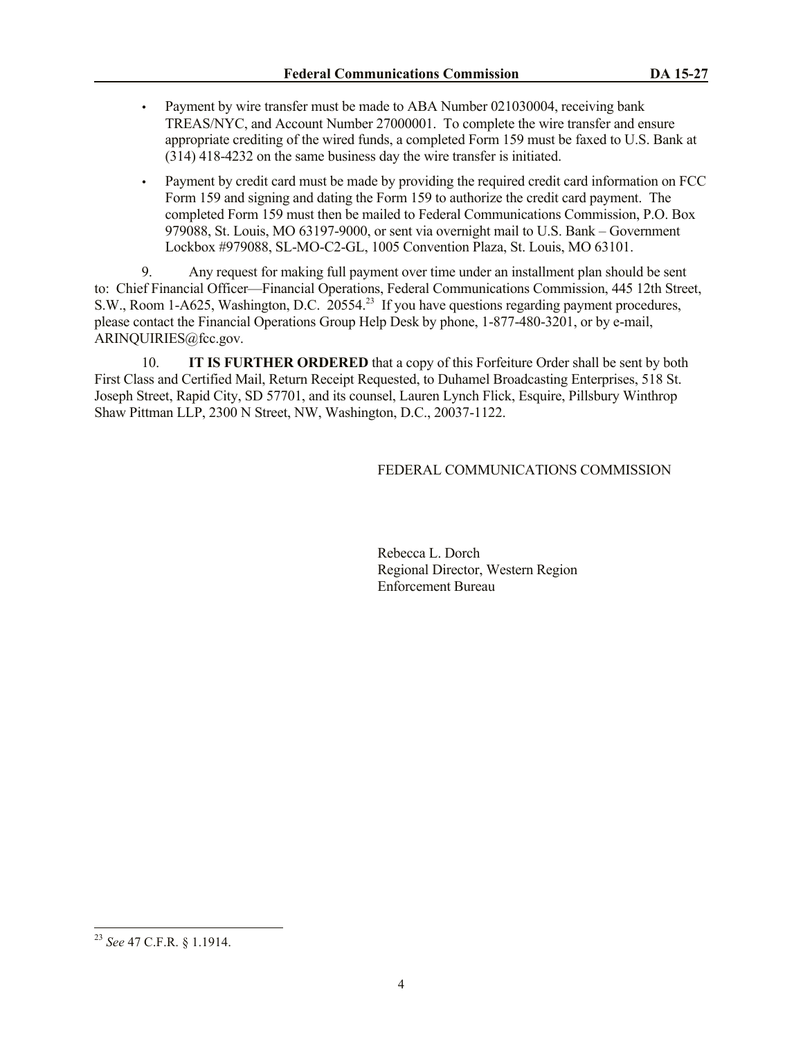- Payment by wire transfer must be made to ABA Number 021030004, receiving bank TREAS/NYC, and Account Number 27000001. To complete the wire transfer and ensure appropriate crediting of the wired funds, a completed Form 159 must be faxed to U.S. Bank at (314) 418-4232 on the same business day the wire transfer is initiated.
- Payment by credit card must be made by providing the required credit card information on FCC Form 159 and signing and dating the Form 159 to authorize the credit card payment. The completed Form 159 must then be mailed to Federal Communications Commission, P.O. Box 979088, St. Louis, MO 63197-9000, or sent via overnight mail to U.S. Bank – Government Lockbox #979088, SL-MO-C2-GL, 1005 Convention Plaza, St. Louis, MO 63101.

9. Any request for making full payment over time under an installment plan should be sent to: Chief Financial Officer—Financial Operations, Federal Communications Commission, 445 12th Street, S.W., Room 1-A625, Washington, D.C. 20554.[23] If you have questions regarding payment procedures, please contact the Financial Operations Group Help Desk by phone, 1-877-480-3201, or by e-mail, ARINQUIRIES@fcc.gov.

10. **IT IS FURTHER ORDERED** that a copy of this Forfeiture Order shall be sent by both First Class and Certified Mail, Return Receipt Requested, to Duhamel Broadcasting Enterprises, 518 St. Joseph Street, Rapid City, SD 57701, and its counsel, Lauren Lynch Flick, Esquire, Pillsbury Winthrop Shaw Pittman LLP, 2300 N Street, NW, Washington, D.C., 20037-1122.

FEDERAL COMMUNICATIONS COMMISSION

Rebecca L. Dorch
Regional Director, Western Region
Enforcement Bureau

---

[23] *See* 47 C.F.R. § 1.1914.